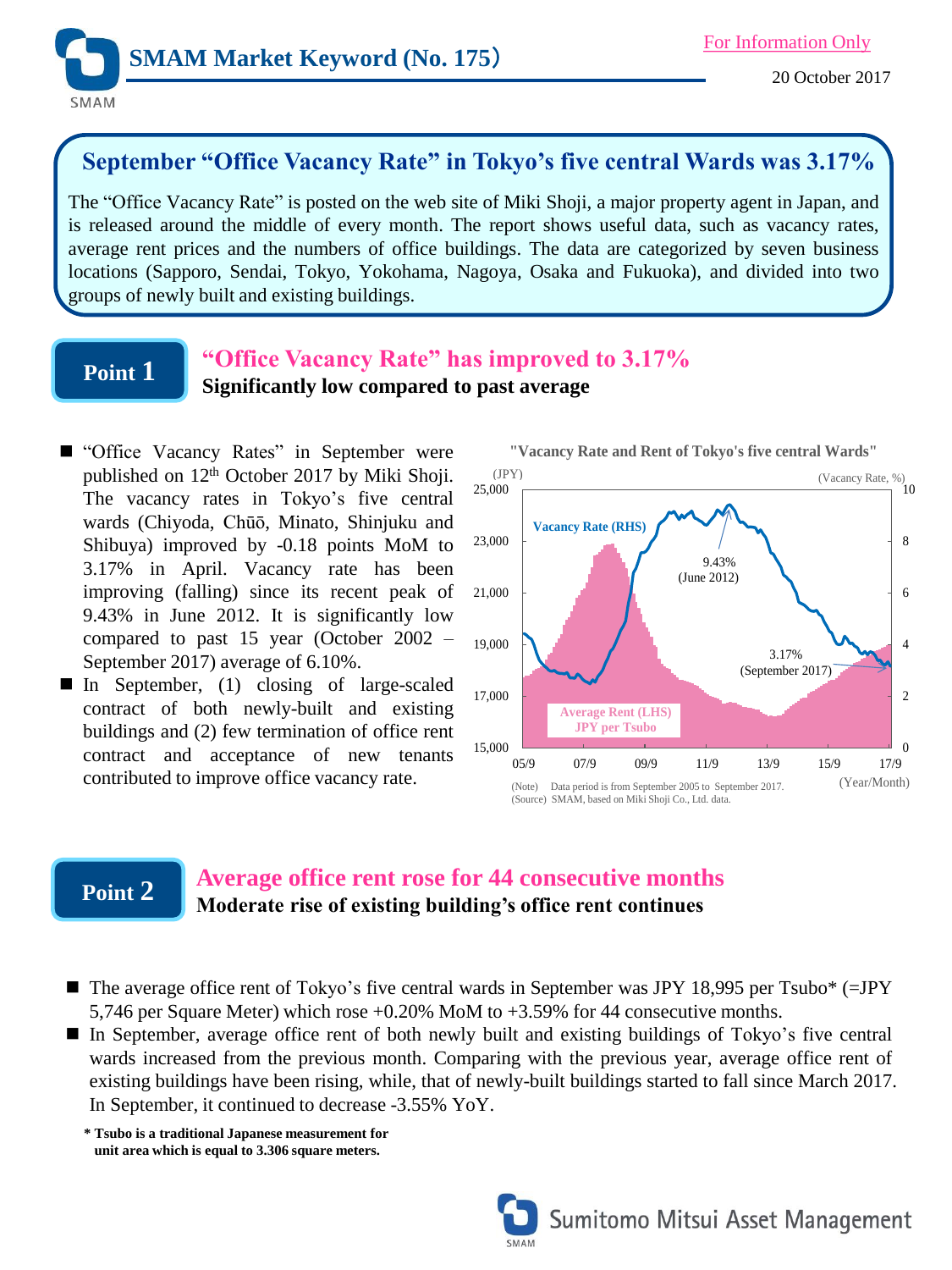# SMAM Market Keyword (No. 175)

For Information Only

20 October 2017

## September "Office Vacancy Rate" in Tokyo's five central Wards was 3.17%

The "Office Vacancy Rate" is posted on the web site of Miki Shoji, a major property agent in Japan, and is released around the middle of every month. The report shows useful data, such as vacancy rates, average rent prices and the numbers of office buildings. The data are categorized by seven business locations (Sapporo, Sendai, Tokyo, Yokohama, Nagoya, Osaka and Fukuoka), and divided into two groups of newly built and existing buildings.

## Point 1

### "Office Vacancy Rate" has improved to 3.17%

**Significantly low compared to past average**

- "Office Vacancy Rates" in September were published on 12th October 2017 by Miki Shoji. The vacancy rates in Tokyo's five central wards (Chiyoda, Chūō, Minato, Shinjuku and Shibuya) improved by -0.18 points MoM to 3.17% in April. Vacancy rate has been improving (falling) since its recent peak of 9.43% in June 2012. It is significantly low compared to past 15 year (October 2002 – September 2017) average of 6.10%.
- In September, (1) closing of large-scaled contract of both newly-built and existing buildings and (2) few termination of office rent contract and acceptance of new tenants contributed to improve office vacancy rate.

"Vacancy Rate and Rent of Tokyo's five central Wards"

(Note) Data period is from September 2005 to September 2017.
(Source) SMAM, based on Miki Shoji Co., Ltd. data.

## Point 2

### Average office rent rose for 44 consecutive months

**Moderate rise of existing building's office rent continues**

- The average office rent of Tokyo's five central wards in September was JPY 18,995 per Tsubo* (=JPY 5,746 per Square Meter) which rose +0.20% MoM to +3.59% for 44 consecutive months.
- In September, average office rent of both newly built and existing buildings of Tokyo's five central wards increased from the previous month. Comparing with the previous year, average office rent of existing buildings have been rising, while, that of newly-built buildings started to fall since March 2017. In September, it continued to decrease -3.55% YoY.

**\* Tsubo is a traditional Japanese measurement for unit area which is equal to 3.306 square meters.**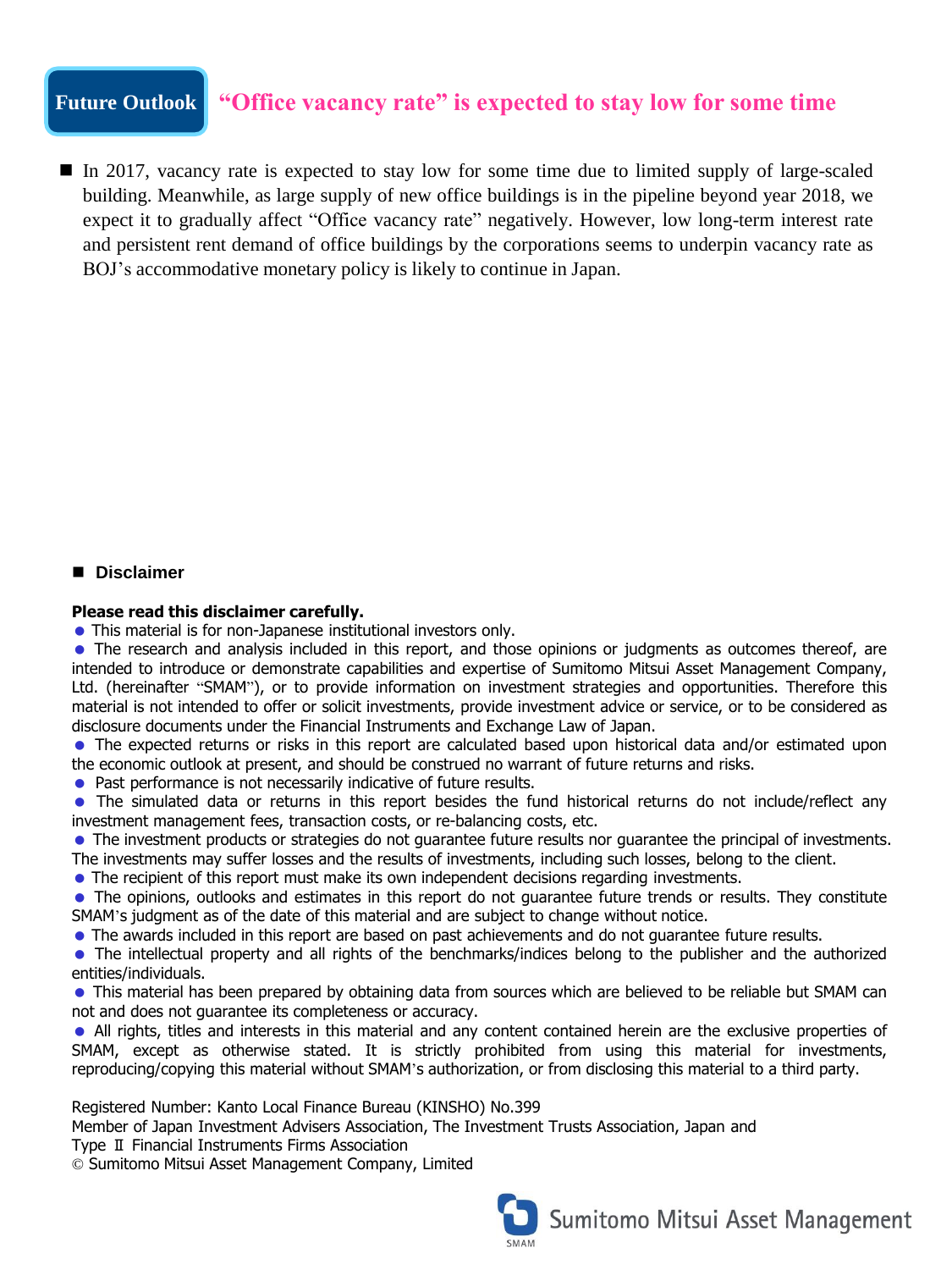## Future Outlook "Office vacancy rate" is expected to stay low for some time

- In 2017, vacancy rate is expected to stay low for some time due to limited supply of large-scaled building. Meanwhile, as large supply of new office buildings is in the pipeline beyond year 2018, we expect it to gradually affect "Office vacancy rate" negatively. However, low long-term interest rate and persistent rent demand of office buildings by the corporations seems to underpin vacancy rate as BOJ's accommodative monetary policy is likely to continue in Japan.

### Disclaimer

**Please read this disclaimer carefully.**

- This material is for non-Japanese institutional investors only.
- The research and analysis included in this report, and those opinions or judgments as outcomes thereof, are intended to introduce or demonstrate capabilities and expertise of Sumitomo Mitsui Asset Management Company, Ltd. (hereinafter "SMAM"), or to provide information on investment strategies and opportunities. Therefore this material is not intended to offer or solicit investments, provide investment advice or service, or to be considered as disclosure documents under the Financial Instruments and Exchange Law of Japan.
- The expected returns or risks in this report are calculated based upon historical data and/or estimated upon the economic outlook at present, and should be construed no warrant of future returns and risks.
- Past performance is not necessarily indicative of future results.
- The simulated data or returns in this report besides the fund historical returns do not include/reflect any investment management fees, transaction costs, or re-balancing costs, etc.
- The investment products or strategies do not guarantee future results nor guarantee the principal of investments. The investments may suffer losses and the results of investments, including such losses, belong to the client.
- The recipient of this report must make its own independent decisions regarding investments.
- The opinions, outlooks and estimates in this report do not guarantee future trends or results. They constitute SMAM's judgment as of the date of this material and are subject to change without notice.
- The awards included in this report are based on past achievements and do not guarantee future results.
- The intellectual property and all rights of the benchmarks/indices belong to the publisher and the authorized entities/individuals.
- This material has been prepared by obtaining data from sources which are believed to be reliable but SMAM can not and does not guarantee its completeness or accuracy.
- All rights, titles and interests in this material and any content contained herein are the exclusive properties of SMAM, except as otherwise stated. It is strictly prohibited from using this material for investments, reproducing/copying this material without SMAM's authorization, or from disclosing this material to a third party.

Registered Number: Kanto Local Finance Bureau (KINSHO) No.399
Member of Japan Investment Advisers Association, The Investment Trusts Association, Japan and Type Ⅱ Financial Instruments Firms Association
© Sumitomo Mitsui Asset Management Company, Limited

SMAM Sumitomo Mitsui Asset Management